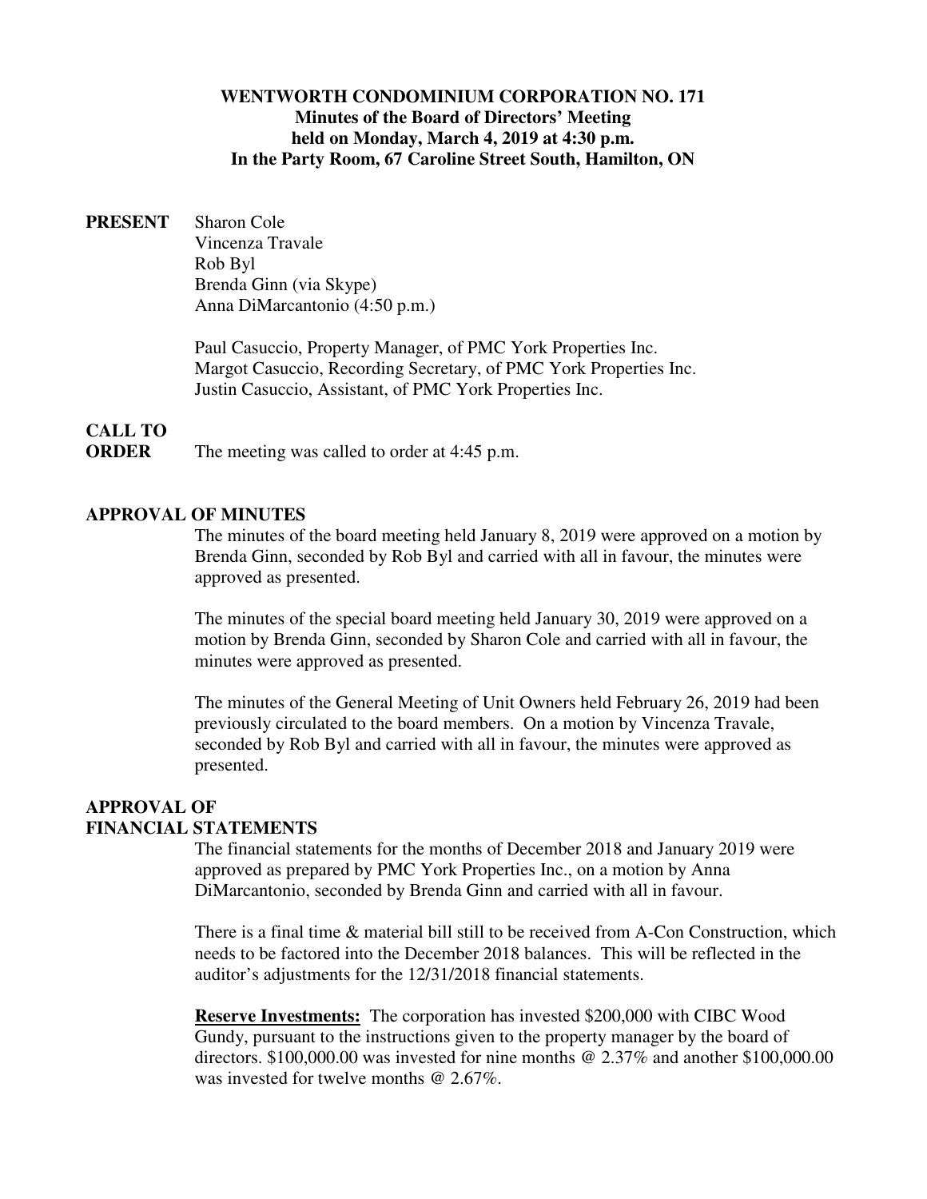# WENTWORTH CONDOMINIUM CORPORATION NO. 171
## Minutes of the Board of Directors' Meeting
## held on Monday, March 4, 2019 at 4:30 p.m.
## In the Party Room, 67 Caroline Street South, Hamilton, ON

**PRESENT**

Sharon Cole
Vincenza Travale
Rob Byl
Brenda Ginn (via Skype)
Anna DiMarcantonio (4:50 p.m.)

Paul Casuccio, Property Manager, of PMC York Properties Inc.
Margot Casuccio, Recording Secretary, of PMC York Properties Inc.
Justin Casuccio, Assistant, of PMC York Properties Inc.

**CALL TO ORDER**

The meeting was called to order at 4:45 p.m.

**APPROVAL OF MINUTES**

The minutes of the board meeting held January 8, 2019 were approved on a motion by Brenda Ginn, seconded by Rob Byl and carried with all in favour, the minutes were approved as presented.

The minutes of the special board meeting held January 30, 2019 were approved on a motion by Brenda Ginn, seconded by Sharon Cole and carried with all in favour, the minutes were approved as presented.

The minutes of the General Meeting of Unit Owners held February 26, 2019 had been previously circulated to the board members. On a motion by Vincenza Travale, seconded by Rob Byl and carried with all in favour, the minutes were approved as presented.

**APPROVAL OF FINANCIAL STATEMENTS**

The financial statements for the months of December 2018 and January 2019 were approved as prepared by PMC York Properties Inc., on a motion by Anna DiMarcantonio, seconded by Brenda Ginn and carried with all in favour.

There is a final time & material bill still to be received from A-Con Construction, which needs to be factored into the December 2018 balances. This will be reflected in the auditor's adjustments for the 12/31/2018 financial statements.

**Reserve Investments:** The corporation has invested $200,000 with CIBC Wood Gundy, pursuant to the instructions given to the property manager by the board of directors. $100,000.00 was invested for nine months @ 2.37% and another $100,000.00 was invested for twelve months @ 2.67%.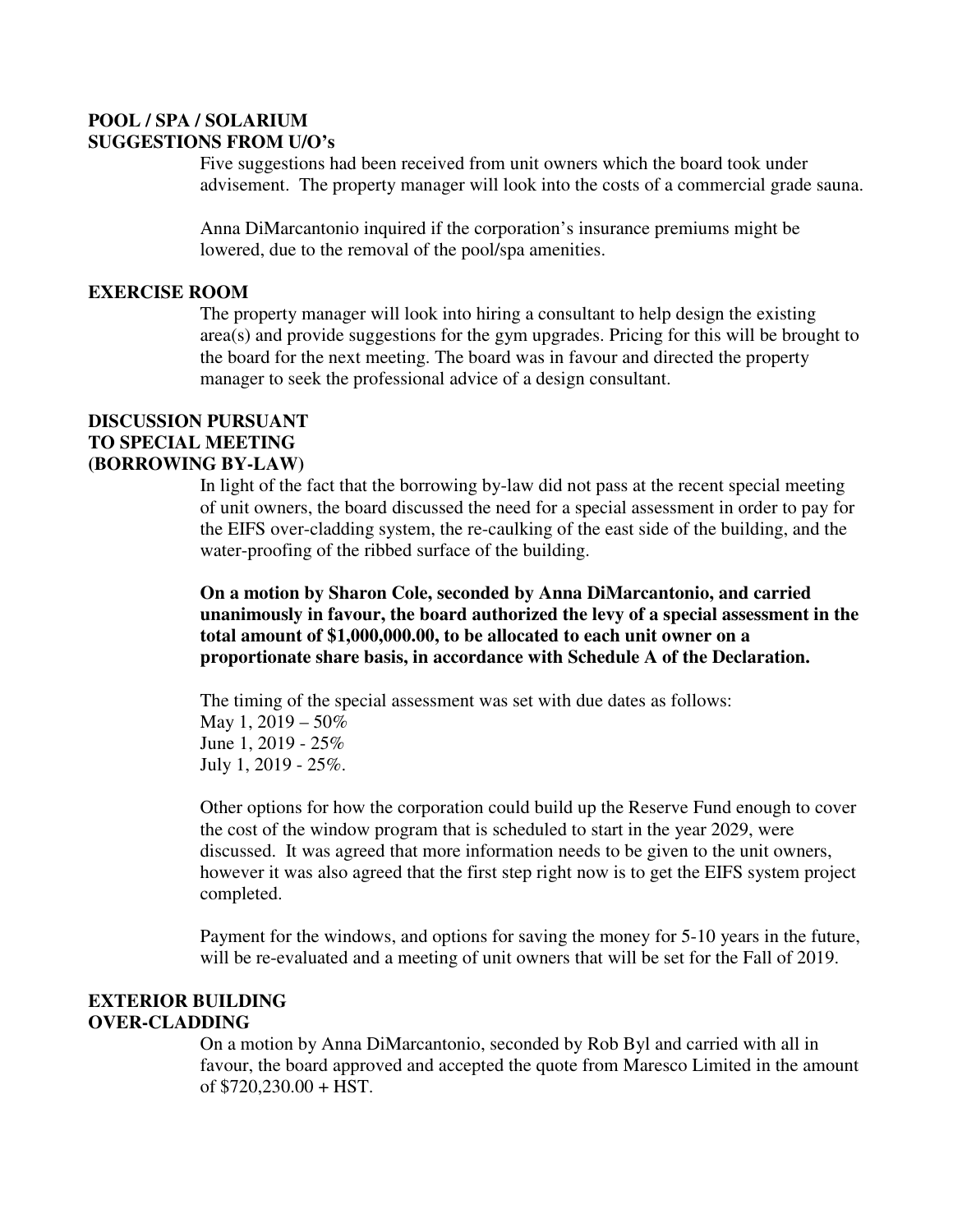**POOL / SPA / SOLARIUM SUGGESTIONS FROM U/O's**

Five suggestions had been received from unit owners which the board took under advisement. The property manager will look into the costs of a commercial grade sauna.

Anna DiMarcantonio inquired if the corporation's insurance premiums might be lowered, due to the removal of the pool/spa amenities.

**EXERCISE ROOM**

The property manager will look into hiring a consultant to help design the existing area(s) and provide suggestions for the gym upgrades. Pricing for this will be brought to the board for the next meeting. The board was in favour and directed the property manager to seek the professional advice of a design consultant.

**DISCUSSION PURSUANT TO SPECIAL MEETING (BORROWING BY-LAW)**

In light of the fact that the borrowing by-law did not pass at the recent special meeting of unit owners, the board discussed the need for a special assessment in order to pay for the EIFS over-cladding system, the re-caulking of the east side of the building, and the water-proofing of the ribbed surface of the building.

**On a motion by Sharon Cole, seconded by Anna DiMarcantonio, and carried unanimously in favour, the board authorized the levy of a special assessment in the total amount of $1,000,000.00, to be allocated to each unit owner on a proportionate share basis, in accordance with Schedule A of the Declaration.**

The timing of the special assessment was set with due dates as follows:
May 1, 2019 – 50%
June 1, 2019 - 25%
July 1, 2019 - 25%.

Other options for how the corporation could build up the Reserve Fund enough to cover the cost of the window program that is scheduled to start in the year 2029, were discussed. It was agreed that more information needs to be given to the unit owners, however it was also agreed that the first step right now is to get the EIFS system project completed.

Payment for the windows, and options for saving the money for 5-10 years in the future, will be re-evaluated and a meeting of unit owners that will be set for the Fall of 2019.

**EXTERIOR BUILDING OVER-CLADDING**

On a motion by Anna DiMarcantonio, seconded by Rob Byl and carried with all in favour, the board approved and accepted the quote from Maresco Limited in the amount of $720,230.00 + HST.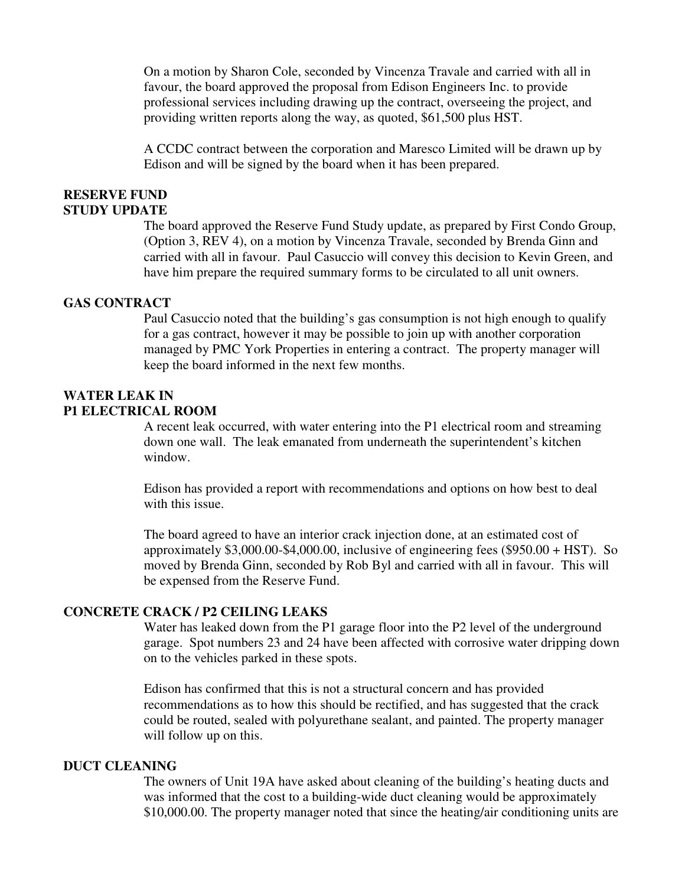On a motion by Sharon Cole, seconded by Vincenza Travale and carried with all in favour, the board approved the proposal from Edison Engineers Inc. to provide professional services including drawing up the contract, overseeing the project, and providing written reports along the way, as quoted, $61,500 plus HST.

A CCDC contract between the corporation and Maresco Limited will be drawn up by Edison and will be signed by the board when it has been prepared.

**RESERVE FUND STUDY UPDATE**

The board approved the Reserve Fund Study update, as prepared by First Condo Group, (Option 3, REV 4), on a motion by Vincenza Travale, seconded by Brenda Ginn and carried with all in favour. Paul Casuccio will convey this decision to Kevin Green, and have him prepare the required summary forms to be circulated to all unit owners.

**GAS CONTRACT**

Paul Casuccio noted that the building's gas consumption is not high enough to qualify for a gas contract, however it may be possible to join up with another corporation managed by PMC York Properties in entering a contract. The property manager will keep the board informed in the next few months.

**WATER LEAK IN P1 ELECTRICAL ROOM**

A recent leak occurred, with water entering into the P1 electrical room and streaming down one wall. The leak emanated from underneath the superintendent's kitchen window.

Edison has provided a report with recommendations and options on how best to deal with this issue.

The board agreed to have an interior crack injection done, at an estimated cost of approximately $3,000.00-$4,000.00, inclusive of engineering fees ($950.00 + HST). So moved by Brenda Ginn, seconded by Rob Byl and carried with all in favour. This will be expensed from the Reserve Fund.

**CONCRETE CRACK / P2 CEILING LEAKS**

Water has leaked down from the P1 garage floor into the P2 level of the underground garage. Spot numbers 23 and 24 have been affected with corrosive water dripping down on to the vehicles parked in these spots.

Edison has confirmed that this is not a structural concern and has provided recommendations as to how this should be rectified, and has suggested that the crack could be routed, sealed with polyurethane sealant, and painted. The property manager will follow up on this.

**DUCT CLEANING**

The owners of Unit 19A have asked about cleaning of the building's heating ducts and was informed that the cost to a building-wide duct cleaning would be approximately $10,000.00. The property manager noted that since the heating/air conditioning units are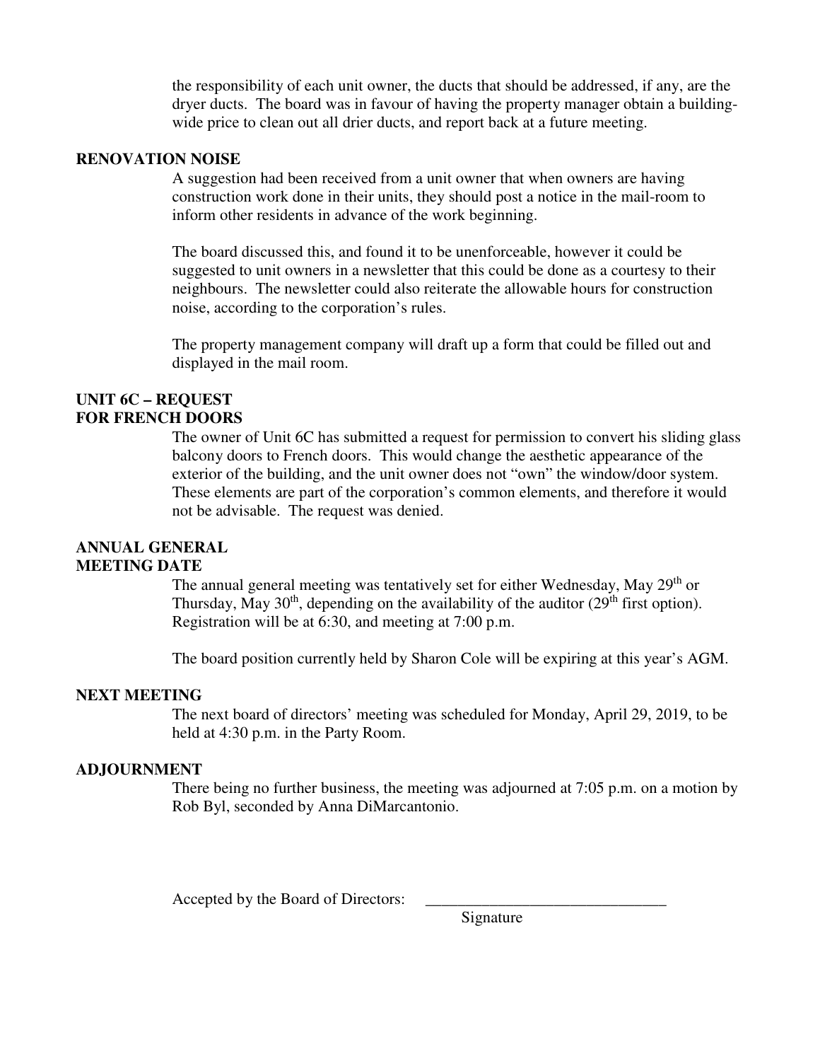the responsibility of each unit owner, the ducts that should be addressed, if any, are the dryer ducts. The board was in favour of having the property manager obtain a building-wide price to clean out all drier ducts, and report back at a future meeting.

**RENOVATION NOISE**

A suggestion had been received from a unit owner that when owners are having construction work done in their units, they should post a notice in the mail-room to inform other residents in advance of the work beginning.

The board discussed this, and found it to be unenforceable, however it could be suggested to unit owners in a newsletter that this could be done as a courtesy to their neighbours. The newsletter could also reiterate the allowable hours for construction noise, according to the corporation's rules.

The property management company will draft up a form that could be filled out and displayed in the mail room.

**UNIT 6C – REQUEST FOR FRENCH DOORS**

The owner of Unit 6C has submitted a request for permission to convert his sliding glass balcony doors to French doors. This would change the aesthetic appearance of the exterior of the building, and the unit owner does not "own" the window/door system. These elements are part of the corporation's common elements, and therefore it would not be advisable. The request was denied.

**ANNUAL GENERAL MEETING DATE**

The annual general meeting was tentatively set for either Wednesday, May 29th or Thursday, May 30th, depending on the availability of the auditor (29th first option). Registration will be at 6:30, and meeting at 7:00 p.m.

The board position currently held by Sharon Cole will be expiring at this year's AGM.

**NEXT MEETING**

The next board of directors' meeting was scheduled for Monday, April 29, 2019, to be held at 4:30 p.m. in the Party Room.

**ADJOURNMENT**

There being no further business, the meeting was adjourned at 7:05 p.m. on a motion by Rob Byl, seconded by Anna DiMarcantonio.

Accepted by the Board of Directors: ______________________________
Signature